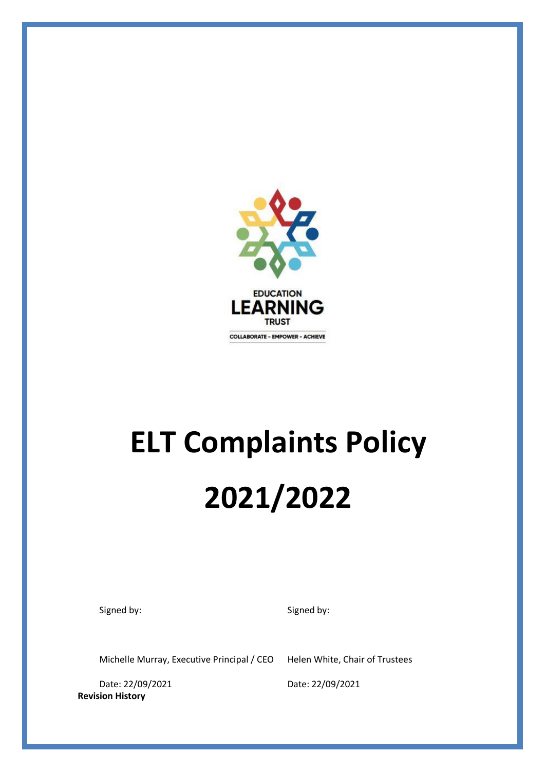EDUCATION LEARNING TRUST

COLLABORATE - EMPOWER - ACHIEVE

# ELT Complaints Policy 2021/2022

Signed by:

Michelle Murray, Executive Principal / CEO

Date: 22/09/2021

Signed by:

Helen White, Chair of Trustees

Date: 22/09/2021

**Revision History**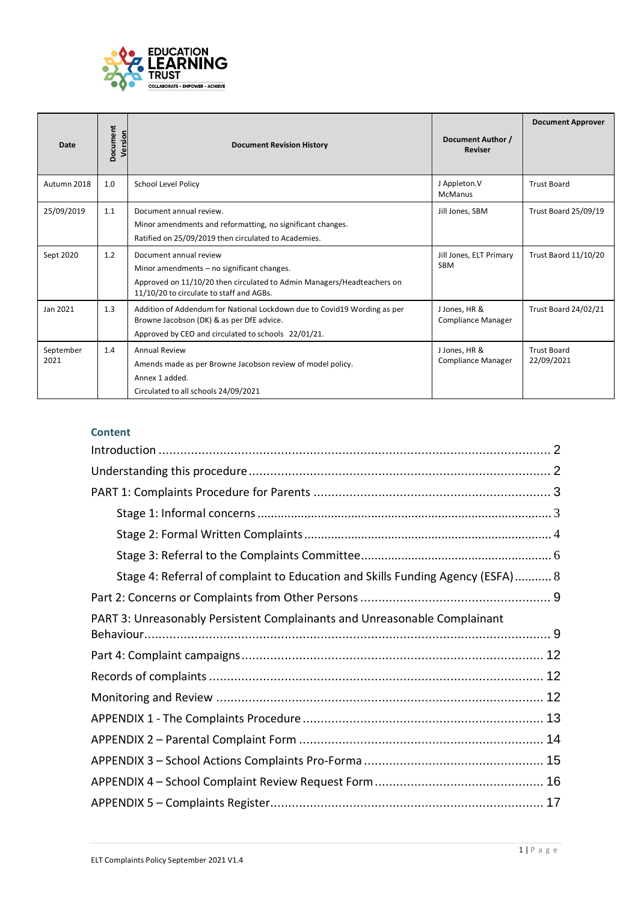| Date | Document Version | Document Revision History | Document Author / Reviser | Document Approver |
|---|---|---|---|---|
| Autumn 2018 | 1.0 | School Level Policy | J Appleton.V McManus | Trust Board |
| 25/09/2019 | 1.1 | Document annual review.<br>Minor amendments and reformatting, no significant changes.<br>Ratified on 25/09/2019 then circulated to Academies. | Jill Jones, SBM | Trust Board 25/09/19 |
| Sept 2020 | 1.2 | Document annual review<br>Minor amendments – no significant changes.<br>Approved on 11/10/20 then circulated to Admin Managers/Headteachers on 11/10/20 to circulate to staff and AGBs. | Jill Jones, ELT Primary SBM | Trust Baord 11/10/20 |
| Jan 2021 | 1.3 | Addition of Addendum for National Lockdown due to Covid19 Wording as per Browne Jacobson (DK) & as per DfE advice.<br>Approved by CEO and circulated to schools 22/01/21. | J Jones, HR & Compliance Manager | Trust Board 24/02/21 |
| September 2021 | 1.4 | Annual Review<br>Amends made as per Browne Jacobson review of model policy.<br>Annex 1 added.<br>Circulated to all schools 24/09/2021 | J Jones, HR & Compliance Manager | Trust Board 22/09/2021 |

## Content

- Introduction ........ 2
- Understanding this procedure ........ 2
- PART 1: Complaints Procedure for Parents ........ 3
  - Stage 1: Informal concerns ........ 3
  - Stage 2: Formal Written Complaints ........ 4
  - Stage 3: Referral to the Complaints Committee ........ 6
  - Stage 4: Referral of complaint to Education and Skills Funding Agency (ESFA) ........ 8
- Part 2: Concerns or Complaints from Other Persons ........ 9
- PART 3: Unreasonably Persistent Complainants and Unreasonable Complainant Behaviour ........ 9
- Part 4: Complaint campaigns ........ 12
- Records of complaints ........ 12
- Monitoring and Review ........ 12
- APPENDIX 1 - The Complaints Procedure ........ 13
- APPENDIX 2 – Parental Complaint Form ........ 14
- APPENDIX 3 – School Actions Complaints Pro-Forma ........ 15
- APPENDIX 4 – School Complaint Review Request Form ........ 16
- APPENDIX 5 – Complaints Register ........ 17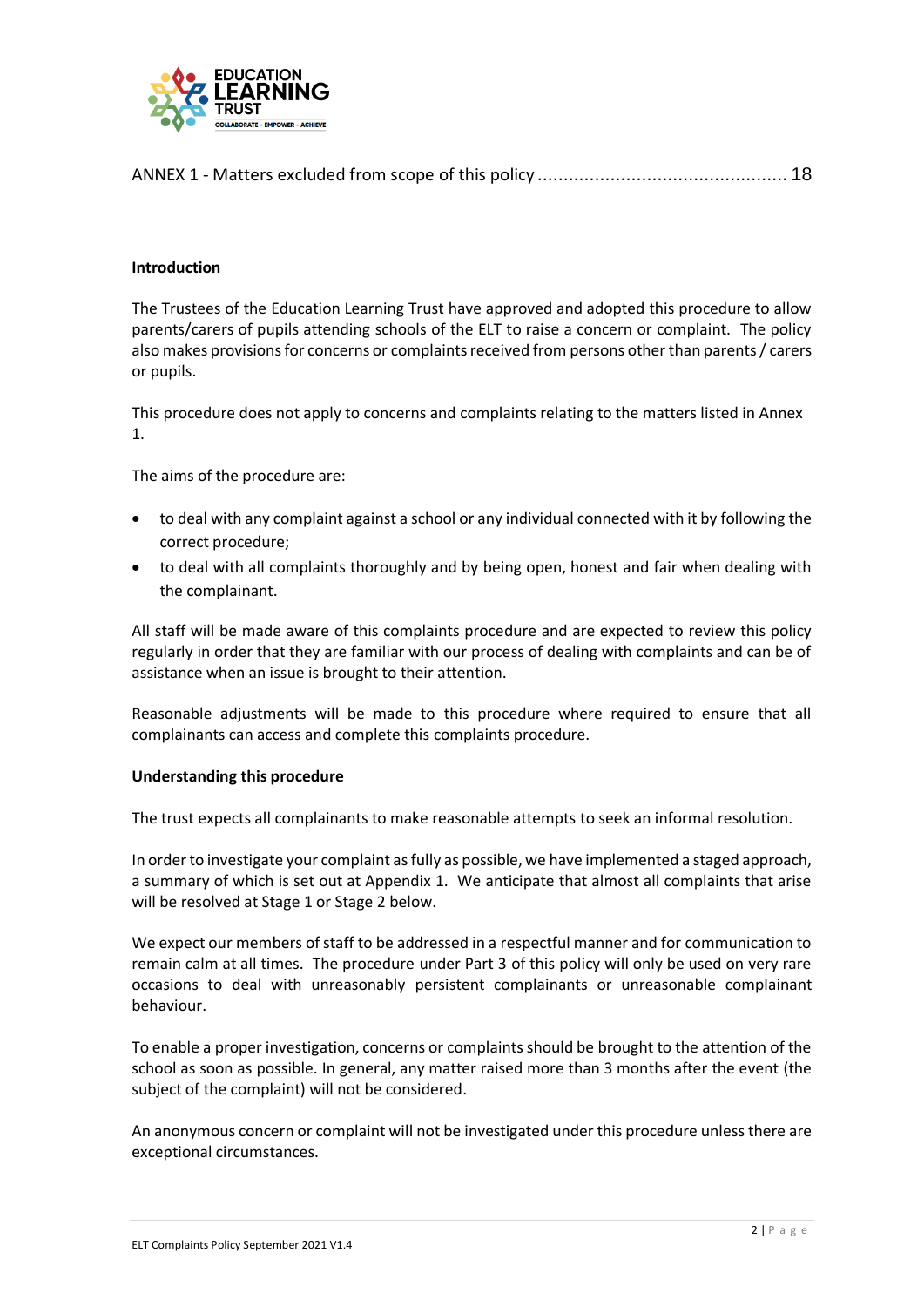ANNEX 1 - Matters excluded from scope of this policy ................................................ 18

**Introduction**

The Trustees of the Education Learning Trust have approved and adopted this procedure to allow parents/carers of pupils attending schools of the ELT to raise a concern or complaint. The policy also makes provisions for concerns or complaints received from persons other than parents / carers or pupils.

This procedure does not apply to concerns and complaints relating to the matters listed in Annex 1.

The aims of the procedure are:

- to deal with any complaint against a school or any individual connected with it by following the correct procedure;
- to deal with all complaints thoroughly and by being open, honest and fair when dealing with the complainant.

All staff will be made aware of this complaints procedure and are expected to review this policy regularly in order that they are familiar with our process of dealing with complaints and can be of assistance when an issue is brought to their attention.

Reasonable adjustments will be made to this procedure where required to ensure that all complainants can access and complete this complaints procedure.

**Understanding this procedure**

The trust expects all complainants to make reasonable attempts to seek an informal resolution.

In order to investigate your complaint as fully as possible, we have implemented a staged approach, a summary of which is set out at Appendix 1. We anticipate that almost all complaints that arise will be resolved at Stage 1 or Stage 2 below.

We expect our members of staff to be addressed in a respectful manner and for communication to remain calm at all times. The procedure under Part 3 of this policy will only be used on very rare occasions to deal with unreasonably persistent complainants or unreasonable complainant behaviour.

To enable a proper investigation, concerns or complaints should be brought to the attention of the school as soon as possible. In general, any matter raised more than 3 months after the event (the subject of the complaint) will not be considered.

An anonymous concern or complaint will not be investigated under this procedure unless there are exceptional circumstances.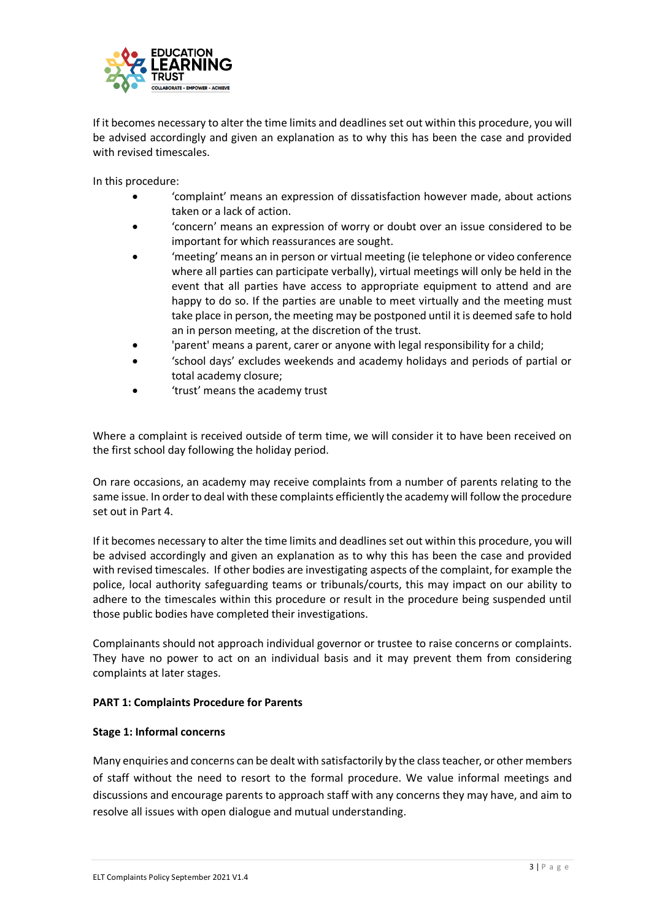If it becomes necessary to alter the time limits and deadlines set out within this procedure, you will be advised accordingly and given an explanation as to why this has been the case and provided with revised timescales.

In this procedure:

- 'complaint' means an expression of dissatisfaction however made, about actions taken or a lack of action.
- 'concern' means an expression of worry or doubt over an issue considered to be important for which reassurances are sought.
- 'meeting' means an in person or virtual meeting (ie telephone or video conference where all parties can participate verbally), virtual meetings will only be held in the event that all parties have access to appropriate equipment to attend and are happy to do so. If the parties are unable to meet virtually and the meeting must take place in person, the meeting may be postponed until it is deemed safe to hold an in person meeting, at the discretion of the trust.
- 'parent' means a parent, carer or anyone with legal responsibility for a child;
- 'school days' excludes weekends and academy holidays and periods of partial or total academy closure;
- 'trust' means the academy trust

Where a complaint is received outside of term time, we will consider it to have been received on the first school day following the holiday period.

On rare occasions, an academy may receive complaints from a number of parents relating to the same issue. In order to deal with these complaints efficiently the academy will follow the procedure set out in Part 4.

If it becomes necessary to alter the time limits and deadlines set out within this procedure, you will be advised accordingly and given an explanation as to why this has been the case and provided with revised timescales. If other bodies are investigating aspects of the complaint, for example the police, local authority safeguarding teams or tribunals/courts, this may impact on our ability to adhere to the timescales within this procedure or result in the procedure being suspended until those public bodies have completed their investigations.

Complainants should not approach individual governor or trustee to raise concerns or complaints. They have no power to act on an individual basis and it may prevent them from considering complaints at later stages.

**PART 1: Complaints Procedure for Parents**

**Stage 1: Informal concerns**

Many enquiries and concerns can be dealt with satisfactorily by the class teacher, or other members of staff without the need to resort to the formal procedure. We value informal meetings and discussions and encourage parents to approach staff with any concerns they may have, and aim to resolve all issues with open dialogue and mutual understanding.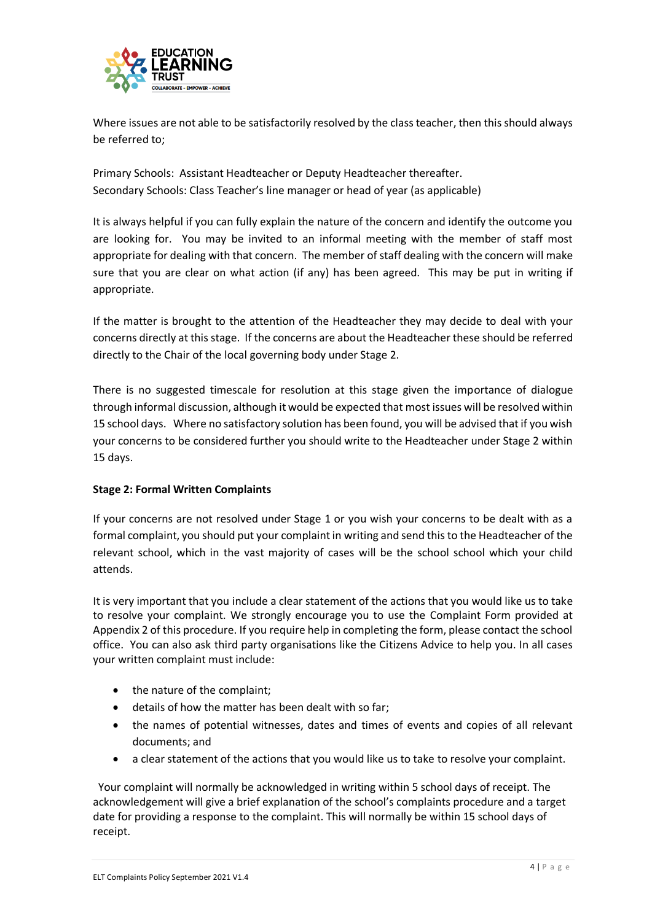Where issues are not able to be satisfactorily resolved by the class teacher, then this should always be referred to;

Primary Schools: Assistant Headteacher or Deputy Headteacher thereafter.
Secondary Schools: Class Teacher's line manager or head of year (as applicable)

It is always helpful if you can fully explain the nature of the concern and identify the outcome you are looking for. You may be invited to an informal meeting with the member of staff most appropriate for dealing with that concern. The member of staff dealing with the concern will make sure that you are clear on what action (if any) has been agreed. This may be put in writing if appropriate.

If the matter is brought to the attention of the Headteacher they may decide to deal with your concerns directly at this stage. If the concerns are about the Headteacher these should be referred directly to the Chair of the local governing body under Stage 2.

There is no suggested timescale for resolution at this stage given the importance of dialogue through informal discussion, although it would be expected that most issues will be resolved within 15 school days. Where no satisfactory solution has been found, you will be advised that if you wish your concerns to be considered further you should write to the Headteacher under Stage 2 within 15 days.

**Stage 2: Formal Written Complaints**

If your concerns are not resolved under Stage 1 or you wish your concerns to be dealt with as a formal complaint, you should put your complaint in writing and send this to the Headteacher of the relevant school, which in the vast majority of cases will be the school school which your child attends.

It is very important that you include a clear statement of the actions that you would like us to take to resolve your complaint. We strongly encourage you to use the Complaint Form provided at Appendix 2 of this procedure. If you require help in completing the form, please contact the school office. You can also ask third party organisations like the Citizens Advice to help you. In all cases your written complaint must include:

- the nature of the complaint;
- details of how the matter has been dealt with so far;
- the names of potential witnesses, dates and times of events and copies of all relevant documents; and
- a clear statement of the actions that you would like us to take to resolve your complaint.

Your complaint will normally be acknowledged in writing within 5 school days of receipt. The acknowledgement will give a brief explanation of the school's complaints procedure and a target date for providing a response to the complaint. This will normally be within 15 school days of receipt.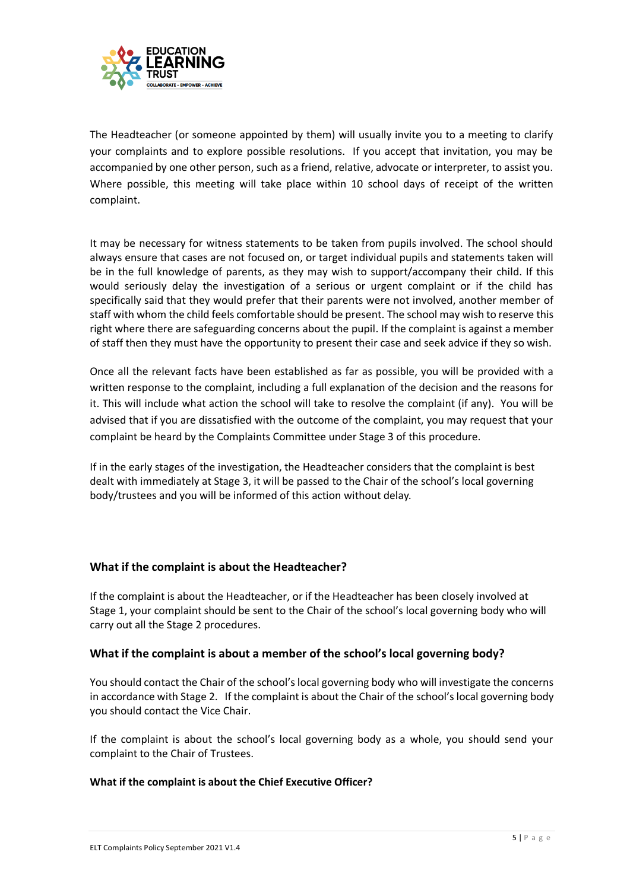The Headteacher (or someone appointed by them) will usually invite you to a meeting to clarify your complaints and to explore possible resolutions. If you accept that invitation, you may be accompanied by one other person, such as a friend, relative, advocate or interpreter, to assist you. Where possible, this meeting will take place within 10 school days of receipt of the written complaint.

It may be necessary for witness statements to be taken from pupils involved. The school should always ensure that cases are not focused on, or target individual pupils and statements taken will be in the full knowledge of parents, as they may wish to support/accompany their child. If this would seriously delay the investigation of a serious or urgent complaint or if the child has specifically said that they would prefer that their parents were not involved, another member of staff with whom the child feels comfortable should be present. The school may wish to reserve this right where there are safeguarding concerns about the pupil. If the complaint is against a member of staff then they must have the opportunity to present their case and seek advice if they so wish.

Once all the relevant facts have been established as far as possible, you will be provided with a written response to the complaint, including a full explanation of the decision and the reasons for it. This will include what action the school will take to resolve the complaint (if any). You will be advised that if you are dissatisfied with the outcome of the complaint, you may request that your complaint be heard by the Complaints Committee under Stage 3 of this procedure.

If in the early stages of the investigation, the Headteacher considers that the complaint is best dealt with immediately at Stage 3, it will be passed to the Chair of the school's local governing body/trustees and you will be informed of this action without delay.

### What if the complaint is about the Headteacher?

If the complaint is about the Headteacher, or if the Headteacher has been closely involved at Stage 1, your complaint should be sent to the Chair of the school's local governing body who will carry out all the Stage 2 procedures.

### What if the complaint is about a member of the school's local governing body?

You should contact the Chair of the school's local governing body who will investigate the concerns in accordance with Stage 2. If the complaint is about the Chair of the school's local governing body you should contact the Vice Chair.

If the complaint is about the school's local governing body as a whole, you should send your complaint to the Chair of Trustees.

**What if the complaint is about the Chief Executive Officer?**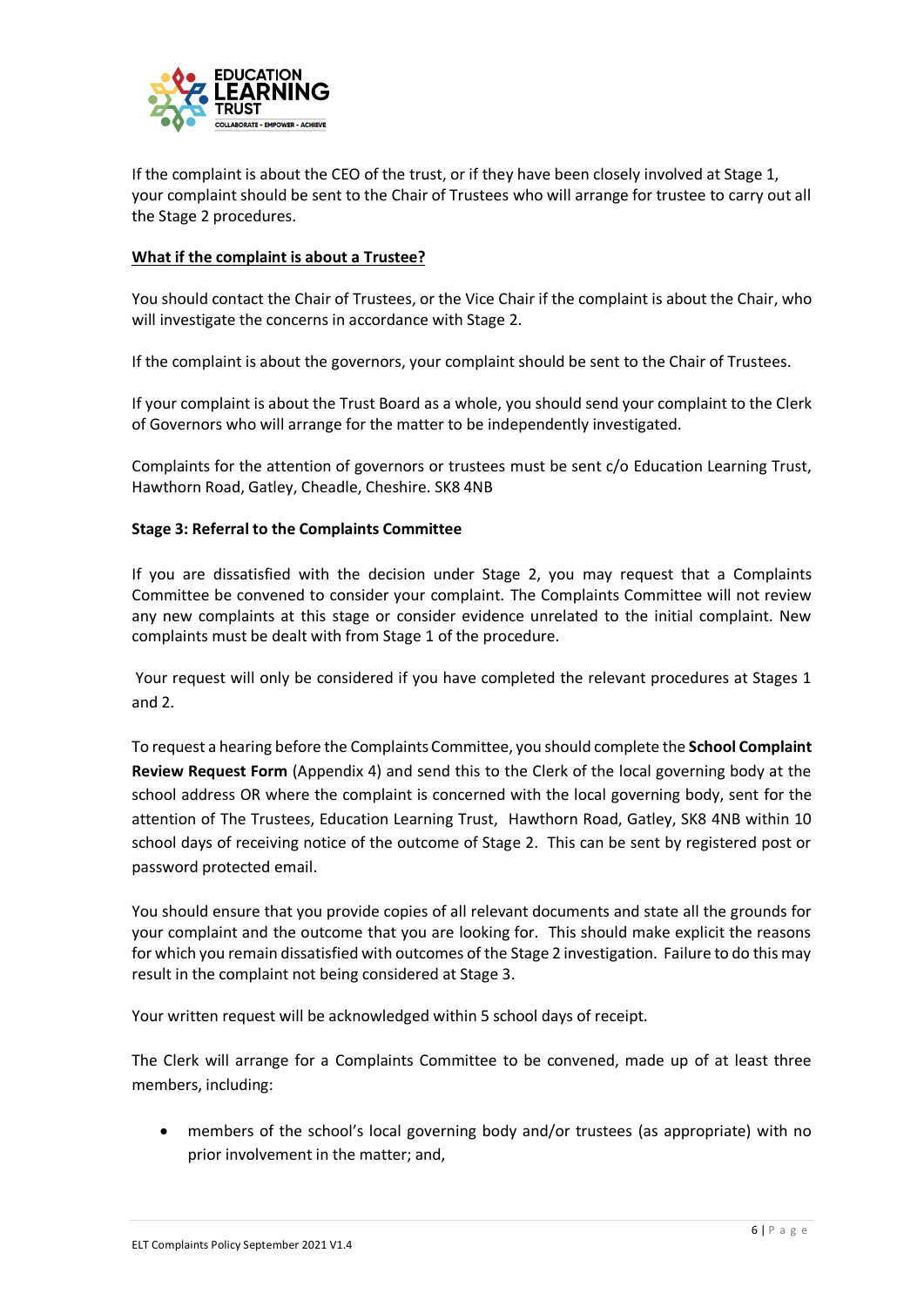If the complaint is about the CEO of the trust, or if they have been closely involved at Stage 1, your complaint should be sent to the Chair of Trustees who will arrange for trustee to carry out all the Stage 2 procedures.

**What if the complaint is about a Trustee?**

You should contact the Chair of Trustees, or the Vice Chair if the complaint is about the Chair, who will investigate the concerns in accordance with Stage 2.

If the complaint is about the governors, your complaint should be sent to the Chair of Trustees.

If your complaint is about the Trust Board as a whole, you should send your complaint to the Clerk of Governors who will arrange for the matter to be independently investigated.

Complaints for the attention of governors or trustees must be sent c/o Education Learning Trust, Hawthorn Road, Gatley, Cheadle, Cheshire. SK8 4NB

**Stage 3: Referral to the Complaints Committee**

If you are dissatisfied with the decision under Stage 2, you may request that a Complaints Committee be convened to consider your complaint. The Complaints Committee will not review any new complaints at this stage or consider evidence unrelated to the initial complaint. New complaints must be dealt with from Stage 1 of the procedure.

Your request will only be considered if you have completed the relevant procedures at Stages 1 and 2.

To request a hearing before the Complaints Committee, you should complete the **School Complaint Review Request Form** (Appendix 4) and send this to the Clerk of the local governing body at the school address OR where the complaint is concerned with the local governing body, sent for the attention of The Trustees, Education Learning Trust, Hawthorn Road, Gatley, SK8 4NB within 10 school days of receiving notice of the outcome of Stage 2. This can be sent by registered post or password protected email.

You should ensure that you provide copies of all relevant documents and state all the grounds for your complaint and the outcome that you are looking for. This should make explicit the reasons for which you remain dissatisfied with outcomes of the Stage 2 investigation. Failure to do this may result in the complaint not being considered at Stage 3.

Your written request will be acknowledged within 5 school days of receipt.

The Clerk will arrange for a Complaints Committee to be convened, made up of at least three members, including:

- members of the school's local governing body and/or trustees (as appropriate) with no prior involvement in the matter; and,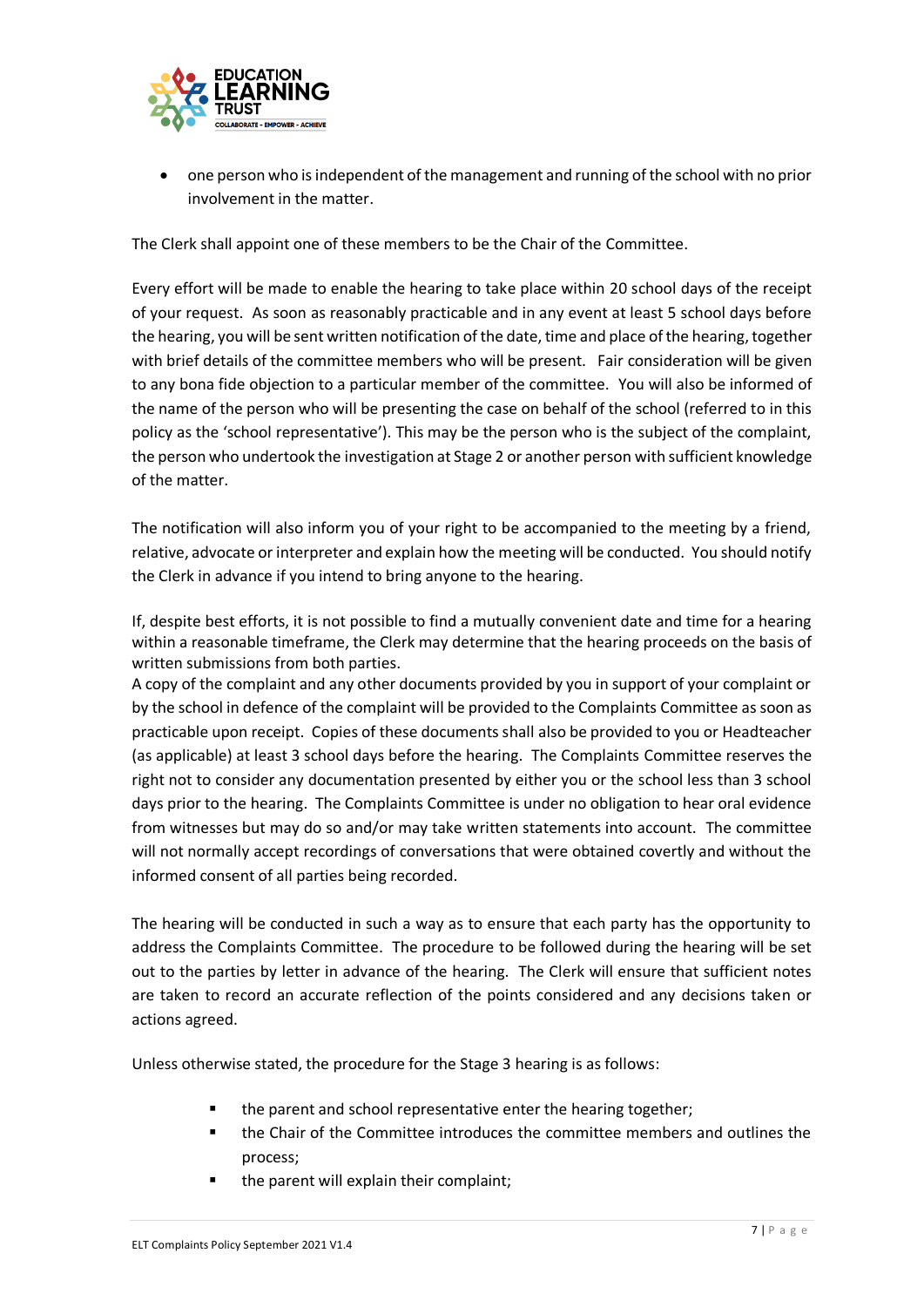- one person who is independent of the management and running of the school with no prior involvement in the matter.

The Clerk shall appoint one of these members to be the Chair of the Committee.

Every effort will be made to enable the hearing to take place within 20 school days of the receipt of your request. As soon as reasonably practicable and in any event at least 5 school days before the hearing, you will be sent written notification of the date, time and place of the hearing, together with brief details of the committee members who will be present. Fair consideration will be given to any bona fide objection to a particular member of the committee. You will also be informed of the name of the person who will be presenting the case on behalf of the school (referred to in this policy as the 'school representative'). This may be the person who is the subject of the complaint, the person who undertook the investigation at Stage 2 or another person with sufficient knowledge of the matter.

The notification will also inform you of your right to be accompanied to the meeting by a friend, relative, advocate or interpreter and explain how the meeting will be conducted. You should notify the Clerk in advance if you intend to bring anyone to the hearing.

If, despite best efforts, it is not possible to find a mutually convenient date and time for a hearing within a reasonable timeframe, the Clerk may determine that the hearing proceeds on the basis of written submissions from both parties.

A copy of the complaint and any other documents provided by you in support of your complaint or by the school in defence of the complaint will be provided to the Complaints Committee as soon as practicable upon receipt. Copies of these documents shall also be provided to you or Headteacher (as applicable) at least 3 school days before the hearing. The Complaints Committee reserves the right not to consider any documentation presented by either you or the school less than 3 school days prior to the hearing. The Complaints Committee is under no obligation to hear oral evidence from witnesses but may do so and/or may take written statements into account. The committee will not normally accept recordings of conversations that were obtained covertly and without the informed consent of all parties being recorded.

The hearing will be conducted in such a way as to ensure that each party has the opportunity to address the Complaints Committee. The procedure to be followed during the hearing will be set out to the parties by letter in advance of the hearing. The Clerk will ensure that sufficient notes are taken to record an accurate reflection of the points considered and any decisions taken or actions agreed.

Unless otherwise stated, the procedure for the Stage 3 hearing is as follows:

- the parent and school representative enter the hearing together;
- the Chair of the Committee introduces the committee members and outlines the process;
- the parent will explain their complaint;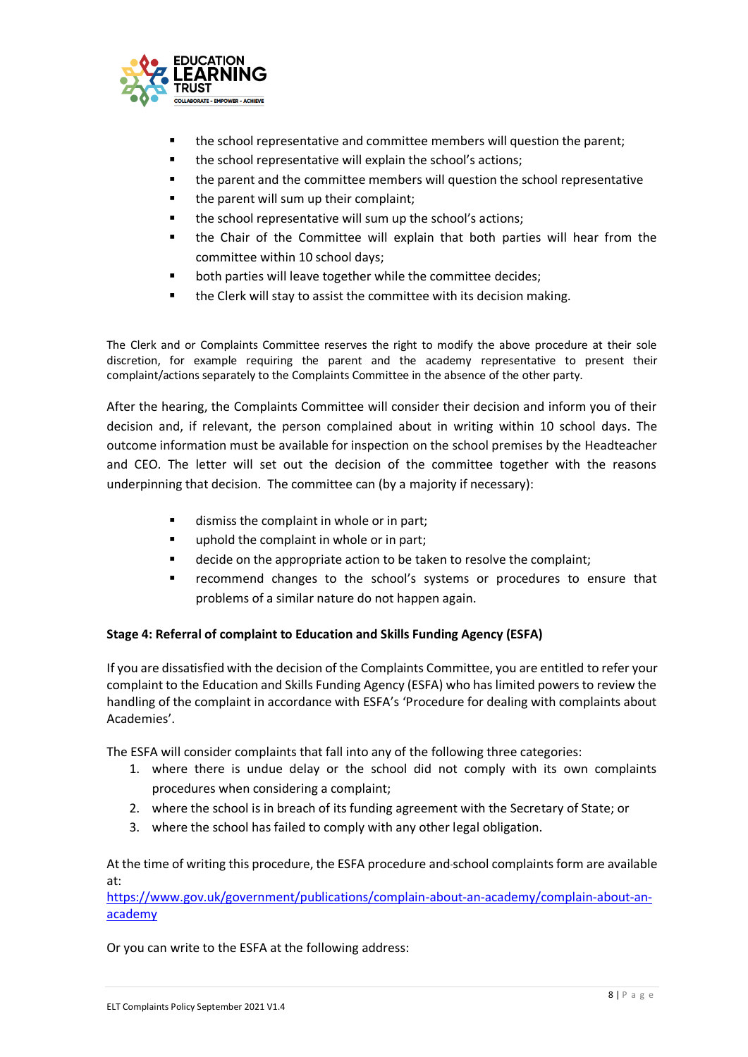- the school representative and committee members will question the parent;
- the school representative will explain the school's actions;
- the parent and the committee members will question the school representative
- the parent will sum up their complaint;
- the school representative will sum up the school's actions;
- the Chair of the Committee will explain that both parties will hear from the committee within 10 school days;
- both parties will leave together while the committee decides;
- the Clerk will stay to assist the committee with its decision making.

The Clerk and or Complaints Committee reserves the right to modify the above procedure at their sole discretion, for example requiring the parent and the academy representative to present their complaint/actions separately to the Complaints Committee in the absence of the other party.

After the hearing, the Complaints Committee will consider their decision and inform you of their decision and, if relevant, the person complained about in writing within 10 school days. The outcome information must be available for inspection on the school premises by the Headteacher and CEO. The letter will set out the decision of the committee together with the reasons underpinning that decision. The committee can (by a majority if necessary):

- dismiss the complaint in whole or in part;
- uphold the complaint in whole or in part;
- decide on the appropriate action to be taken to resolve the complaint;
- recommend changes to the school's systems or procedures to ensure that problems of a similar nature do not happen again.

**Stage 4: Referral of complaint to Education and Skills Funding Agency (ESFA)**

If you are dissatisfied with the decision of the Complaints Committee, you are entitled to refer your complaint to the Education and Skills Funding Agency (ESFA) who has limited powers to review the handling of the complaint in accordance with ESFA's 'Procedure for dealing with complaints about Academies'.

The ESFA will consider complaints that fall into any of the following three categories:

1. where there is undue delay or the school did not comply with its own complaints procedures when considering a complaint;
2. where the school is in breach of its funding agreement with the Secretary of State; or
3. where the school has failed to comply with any other legal obligation.

At the time of writing this procedure, the ESFA procedure and school complaints form are available at:
[https://www.gov.uk/government/publications/complain-about-an-academy/complain-about-an-academy](https://www.gov.uk/government/publications/complain-about-an-academy/complain-about-an-academy)

Or you can write to the ESFA at the following address: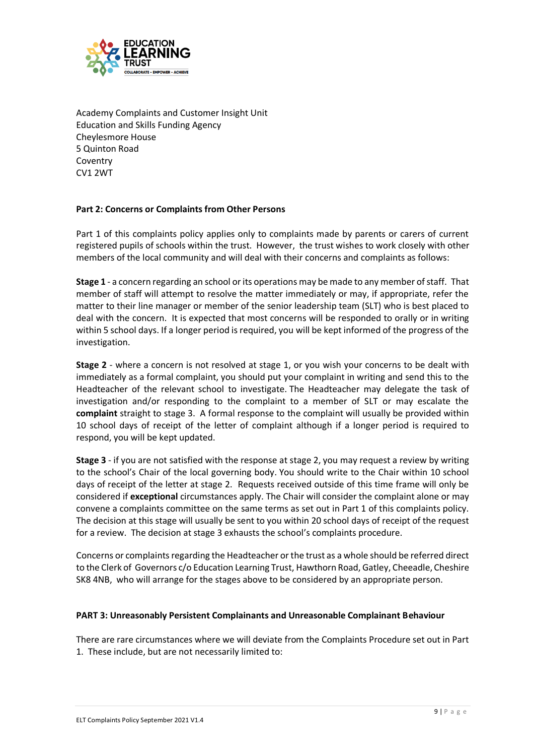Academy Complaints and Customer Insight Unit
Education and Skills Funding Agency
Cheylesmore House
5 Quinton Road
Coventry
CV1 2WT

**Part 2: Concerns or Complaints from Other Persons**

Part 1 of this complaints policy applies only to complaints made by parents or carers of current registered pupils of schools within the trust. However, the trust wishes to work closely with other members of the local community and will deal with their concerns and complaints as follows:

**Stage 1** - a concern regarding an school or its operations may be made to any member of staff. That member of staff will attempt to resolve the matter immediately or may, if appropriate, refer the matter to their line manager or member of the senior leadership team (SLT) who is best placed to deal with the concern. It is expected that most concerns will be responded to orally or in writing within 5 school days. If a longer period is required, you will be kept informed of the progress of the investigation.

**Stage 2** - where a concern is not resolved at stage 1, or you wish your concerns to be dealt with immediately as a formal complaint, you should put your complaint in writing and send this to the Headteacher of the relevant school to investigate. The Headteacher may delegate the task of investigation and/or responding to the complaint to a member of SLT or may escalate the **complaint** straight to stage 3. A formal response to the complaint will usually be provided within 10 school days of receipt of the letter of complaint although if a longer period is required to respond, you will be kept updated.

**Stage 3** - if you are not satisfied with the response at stage 2, you may request a review by writing to the school's Chair of the local governing body. You should write to the Chair within 10 school days of receipt of the letter at stage 2. Requests received outside of this time frame will only be considered if **exceptional** circumstances apply. The Chair will consider the complaint alone or may convene a complaints committee on the same terms as set out in Part 1 of this complaints policy. The decision at this stage will usually be sent to you within 20 school days of receipt of the request for a review. The decision at stage 3 exhausts the school's complaints procedure.

Concerns or complaints regarding the Headteacher or the trust as a whole should be referred direct to the Clerk of Governors c/o Education Learning Trust, Hawthorn Road, Gatley, Cheeadle, Cheshire SK8 4NB, who will arrange for the stages above to be considered by an appropriate person.

**PART 3: Unreasonably Persistent Complainants and Unreasonable Complainant Behaviour**

There are rare circumstances where we will deviate from the Complaints Procedure set out in Part 1. These include, but are not necessarily limited to: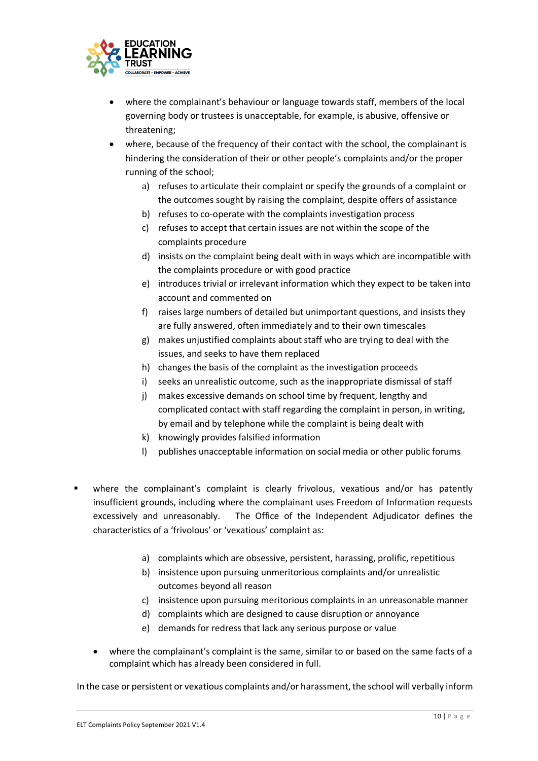- where the complainant's behaviour or language towards staff, members of the local governing body or trustees is unacceptable, for example, is abusive, offensive or threatening;
- where, because of the frequency of their contact with the school, the complainant is hindering the consideration of their or other people's complaints and/or the proper running of the school;
    a) refuses to articulate their complaint or specify the grounds of a complaint or the outcomes sought by raising the complaint, despite offers of assistance
    b) refuses to co-operate with the complaints investigation process
    c) refuses to accept that certain issues are not within the scope of the complaints procedure
    d) insists on the complaint being dealt with in ways which are incompatible with the complaints procedure or with good practice
    e) introduces trivial or irrelevant information which they expect to be taken into account and commented on
    f) raises large numbers of detailed but unimportant questions, and insists they are fully answered, often immediately and to their own timescales
    g) makes unjustified complaints about staff who are trying to deal with the issues, and seeks to have them replaced
    h) changes the basis of the complaint as the investigation proceeds
    i) seeks an unrealistic outcome, such as the inappropriate dismissal of staff
    j) makes excessive demands on school time by frequent, lengthy and complicated contact with staff regarding the complaint in person, in writing, by email and by telephone while the complaint is being dealt with
    k) knowingly provides falsified information
    l) publishes unacceptable information on social media or other public forums

- where the complainant's complaint is clearly frivolous, vexatious and/or has patently insufficient grounds, including where the complainant uses Freedom of Information requests excessively and unreasonably. The Office of the Independent Adjudicator defines the characteristics of a 'frivolous' or 'vexatious' complaint as:
    a) complaints which are obsessive, persistent, harassing, prolific, repetitious
    b) insistence upon pursuing unmeritorious complaints and/or unrealistic outcomes beyond all reason
    c) insistence upon pursuing meritorious complaints in an unreasonable manner
    d) complaints which are designed to cause disruption or annoyance
    e) demands for redress that lack any serious purpose or value

- where the complainant's complaint is the same, similar to or based on the same facts of a complaint which has already been considered in full.

In the case or persistent or vexatious complaints and/or harassment, the school will verbally inform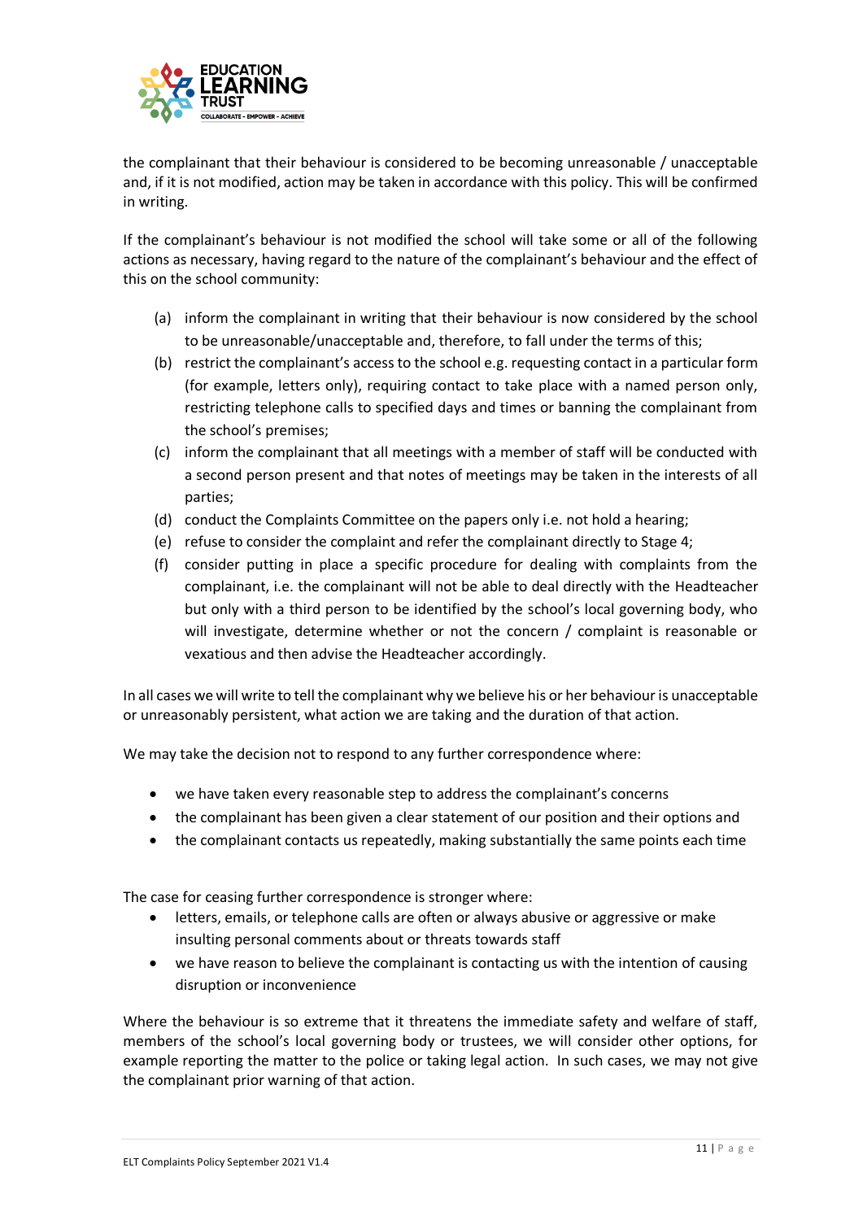the complainant that their behaviour is considered to be becoming unreasonable / unacceptable and, if it is not modified, action may be taken in accordance with this policy. This will be confirmed in writing.

If the complainant's behaviour is not modified the school will take some or all of the following actions as necessary, having regard to the nature of the complainant's behaviour and the effect of this on the school community:

(a) inform the complainant in writing that their behaviour is now considered by the school to be unreasonable/unacceptable and, therefore, to fall under the terms of this;

(b) restrict the complainant's access to the school e.g. requesting contact in a particular form (for example, letters only), requiring contact to take place with a named person only, restricting telephone calls to specified days and times or banning the complainant from the school's premises;

(c) inform the complainant that all meetings with a member of staff will be conducted with a second person present and that notes of meetings may be taken in the interests of all parties;

(d) conduct the Complaints Committee on the papers only i.e. not hold a hearing;

(e) refuse to consider the complaint and refer the complainant directly to Stage 4;

(f) consider putting in place a specific procedure for dealing with complaints from the complainant, i.e. the complainant will not be able to deal directly with the Headteacher but only with a third person to be identified by the school's local governing body, who will investigate, determine whether or not the concern / complaint is reasonable or vexatious and then advise the Headteacher accordingly.

In all cases we will write to tell the complainant why we believe his or her behaviour is unacceptable or unreasonably persistent, what action we are taking and the duration of that action.

We may take the decision not to respond to any further correspondence where:

- we have taken every reasonable step to address the complainant's concerns
- the complainant has been given a clear statement of our position and their options and
- the complainant contacts us repeatedly, making substantially the same points each time

The case for ceasing further correspondence is stronger where:

- letters, emails, or telephone calls are often or always abusive or aggressive or make insulting personal comments about or threats towards staff
- we have reason to believe the complainant is contacting us with the intention of causing disruption or inconvenience

Where the behaviour is so extreme that it threatens the immediate safety and welfare of staff, members of the school's local governing body or trustees, we will consider other options, for example reporting the matter to the police or taking legal action. In such cases, we may not give the complainant prior warning of that action.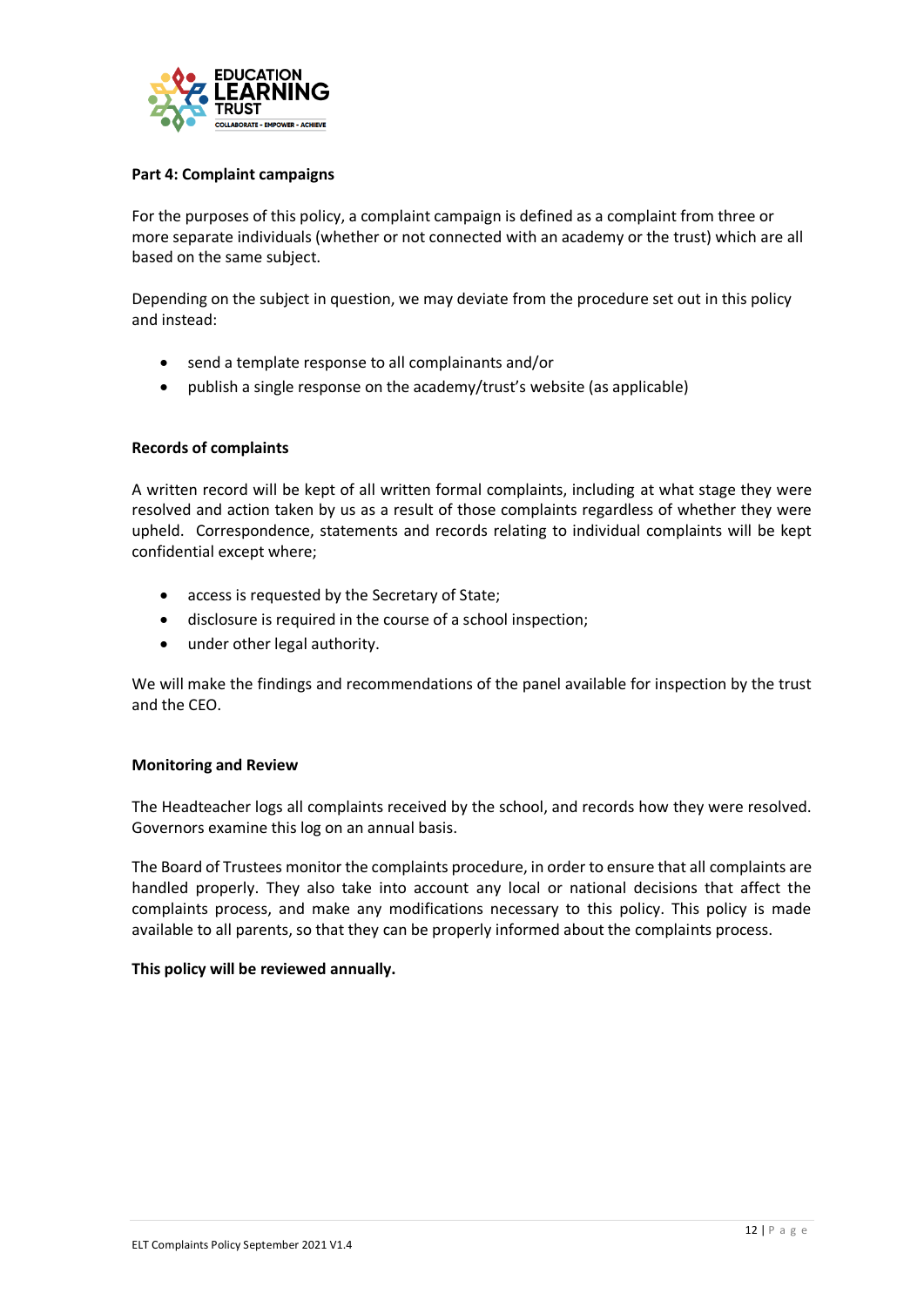**Part 4: Complaint campaigns**

For the purposes of this policy, a complaint campaign is defined as a complaint from three or more separate individuals (whether or not connected with an academy or the trust) which are all based on the same subject.

Depending on the subject in question, we may deviate from the procedure set out in this policy and instead:

- send a template response to all complainants and/or
- publish a single response on the academy/trust's website (as applicable)

**Records of complaints**

A written record will be kept of all written formal complaints, including at what stage they were resolved and action taken by us as a result of those complaints regardless of whether they were upheld. Correspondence, statements and records relating to individual complaints will be kept confidential except where;

- access is requested by the Secretary of State;
- disclosure is required in the course of a school inspection;
- under other legal authority.

We will make the findings and recommendations of the panel available for inspection by the trust and the CEO.

**Monitoring and Review**

The Headteacher logs all complaints received by the school, and records how they were resolved. Governors examine this log on an annual basis.

The Board of Trustees monitor the complaints procedure, in order to ensure that all complaints are handled properly. They also take into account any local or national decisions that affect the complaints process, and make any modifications necessary to this policy. This policy is made available to all parents, so that they can be properly informed about the complaints process.

**This policy will be reviewed annually.**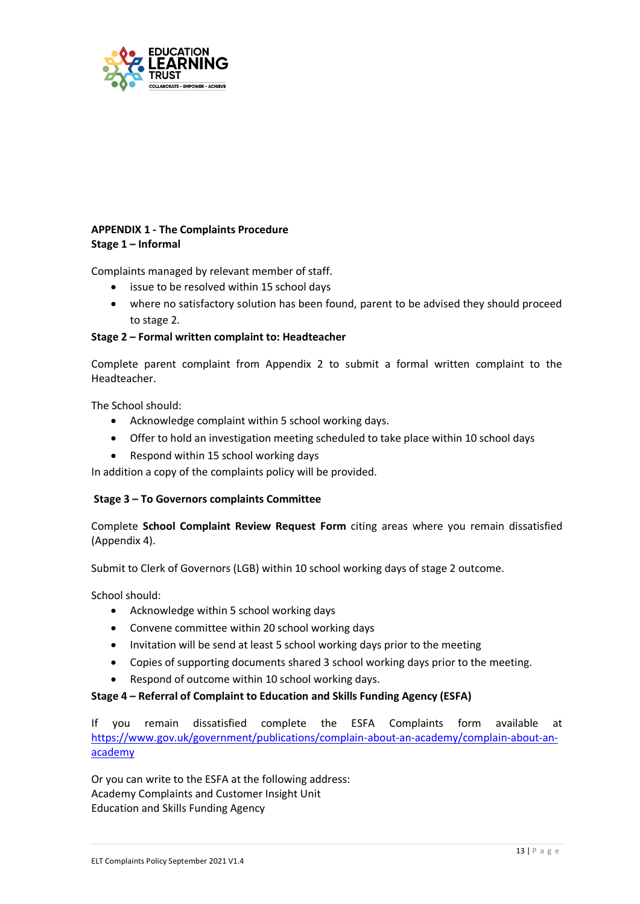**APPENDIX 1 - The Complaints Procedure**
**Stage 1 – Informal**

Complaints managed by relevant member of staff.

- issue to be resolved within 15 school days
- where no satisfactory solution has been found, parent to be advised they should proceed to stage 2.

**Stage 2 – Formal written complaint to: Headteacher**

Complete parent complaint from Appendix 2 to submit a formal written complaint to the Headteacher.

The School should:

- Acknowledge complaint within 5 school working days.
- Offer to hold an investigation meeting scheduled to take place within 10 school days
- Respond within 15 school working days

In addition a copy of the complaints policy will be provided.

**Stage 3 – To Governors complaints Committee**

Complete **School Complaint Review Request Form** citing areas where you remain dissatisfied (Appendix 4).

Submit to Clerk of Governors (LGB) within 10 school working days of stage 2 outcome.

School should:

- Acknowledge within 5 school working days
- Convene committee within 20 school working days
- Invitation will be send at least 5 school working days prior to the meeting
- Copies of supporting documents shared 3 school working days prior to the meeting.
- Respond of outcome within 10 school working days.

**Stage 4 – Referral of Complaint to Education and Skills Funding Agency (ESFA)**

If you remain dissatisfied complete the ESFA Complaints form available at [https://www.gov.uk/government/publications/complain-about-an-academy/complain-about-an-academy](https://www.gov.uk/government/publications/complain-about-an-academy/complain-about-an-academy)

Or you can write to the ESFA at the following address:
Academy Complaints and Customer Insight Unit
Education and Skills Funding Agency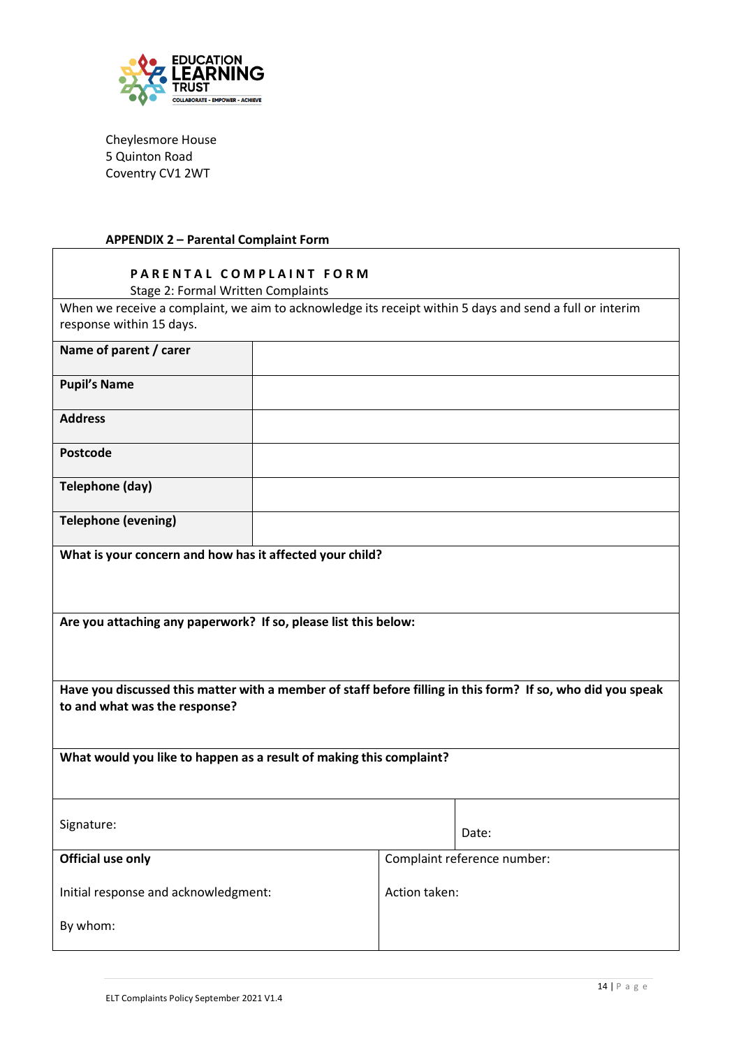Cheylesmore House
5 Quinton Road
Coventry CV1 2WT

**APPENDIX 2 – Parental Complaint Form**

**PARENTAL COMPLAINT FORM**

Stage 2: Formal Written Complaints

When we receive a complaint, we aim to acknowledge its receipt within 5 days and send a full or interim response within 15 days.

| | |
|---|---|
| **Name of parent / carer** | |
| **Pupil's Name** | |
| **Address** | |
| **Postcode** | |
| **Telephone (day)** | |
| **Telephone (evening)** | |

**What is your concern and how has it affected your child?**

**Are you attaching any paperwork? If so, please list this below:**

**Have you discussed this matter with a member of staff before filling in this form? If so, who did you speak to and what was the response?**

**What would you like to happen as a result of making this complaint?**

| | |
|---|---|
| Signature: | Date: |

| | |
|---|---|
| **Official use only** | Complaint reference number: |
| Initial response and acknowledgment: | Action taken: |
| By whom: | |

ELT Complaints Policy September 2021 V1.4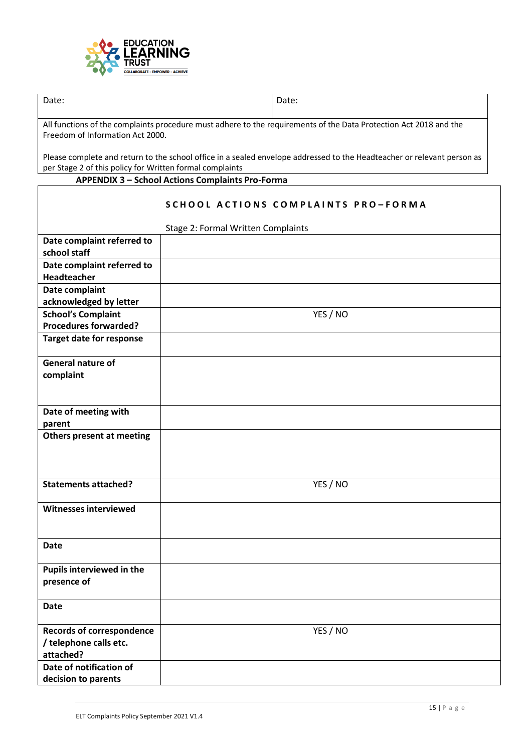| Date: | Date: |
|---|---|

All functions of the complaints procedure must adhere to the requirements of the Data Protection Act 2018 and the Freedom of Information Act 2000.

Please complete and return to the school office in a sealed envelope addressed to the Headteacher or relevant person as per Stage 2 of this policy for Written formal complaints

**APPENDIX 3 – School Actions Complaints Pro-Forma**

| | **SCHOOL ACTIONS COMPLAINTS PRO–FORMA**<br><br>Stage 2: Formal Written Complaints |
|---|---|
| **Date complaint referred to school staff** | |
| **Date complaint referred to Headteacher** | |
| **Date complaint acknowledged by letter** | |
| **School's Complaint Procedures forwarded?** | YES / NO |
| **Target date for response** | |
| **General nature of complaint** | |
| **Date of meeting with parent** | |
| **Others present at meeting** | |
| **Statements attached?** | YES / NO |
| **Witnesses interviewed** | |
| **Date** | |
| **Pupils interviewed in the presence of** | |
| **Date** | |
| **Records of correspondence / telephone calls etc. attached?** | YES / NO |
| **Date of notification of decision to parents** | |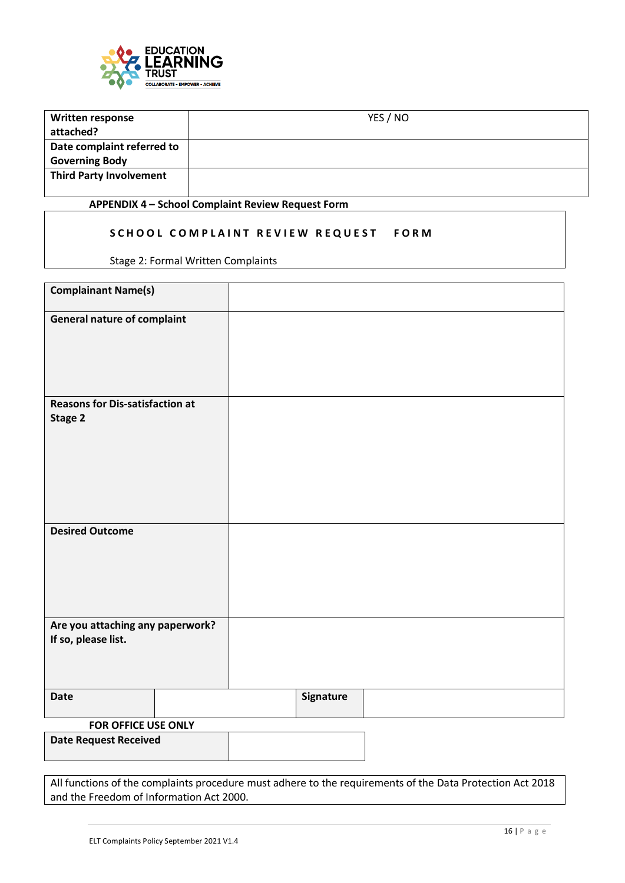| Written response attached? | YES / NO |
|---|---|
| Date complaint referred to Governing Body | |
| Third Party Involvement | |

**APPENDIX 4 – School Complaint Review Request Form**

**SCHOOL COMPLAINT REVIEW REQUEST FORM**

Stage 2: Formal Written Complaints

| **Complainant Name(s)** | | | |
|---|---|---|---|
| **General nature of complaint** | | | |
| **Reasons for Dis-satisfaction at Stage 2** | | | |
| **Desired Outcome** | | | |
| **Are you attaching any paperwork? If so, please list.** | | | |
| **Date** | | **Signature** | |

**FOR OFFICE USE ONLY**

| **Date Request Received** | |
|---|---|

All functions of the complaints procedure must adhere to the requirements of the Data Protection Act 2018 and the Freedom of Information Act 2000.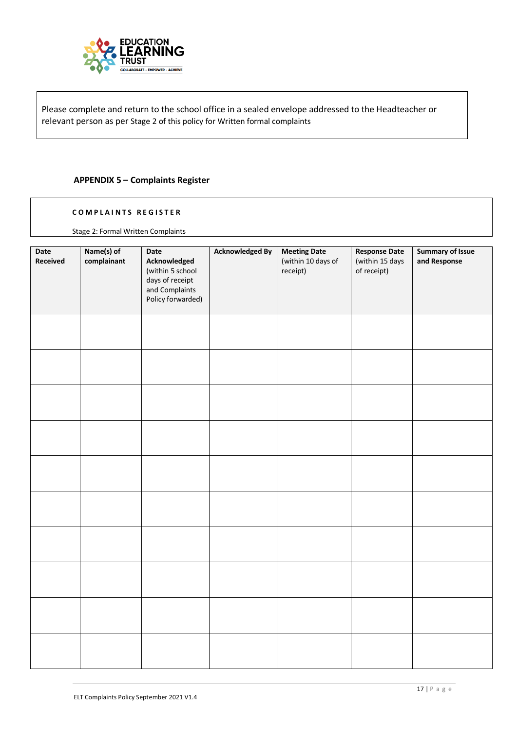Please complete and return to the school office in a sealed envelope addressed to the Headteacher or relevant person as per Stage 2 of this policy for Written formal complaints

## APPENDIX 5 – Complaints Register

**COMPLAINTS REGISTER**

Stage 2: Formal Written Complaints

| **Date Received** | **Name(s) of complainant** | **Date Acknowledged** (within 5 school days of receipt and Complaints Policy forwarded) | **Acknowledged By** | **Meeting Date** (within 10 days of receipt) | **Response Date** (within 15 days of receipt) | **Summary of Issue and Response** |
|---|---|---|---|---|---|---|
| | | | | | | |
| | | | | | | |
| | | | | | | |
| | | | | | | |
| | | | | | | |
| | | | | | | |
| | | | | | | |
| | | | | | | |
| | | | | | | |
| | | | | | | |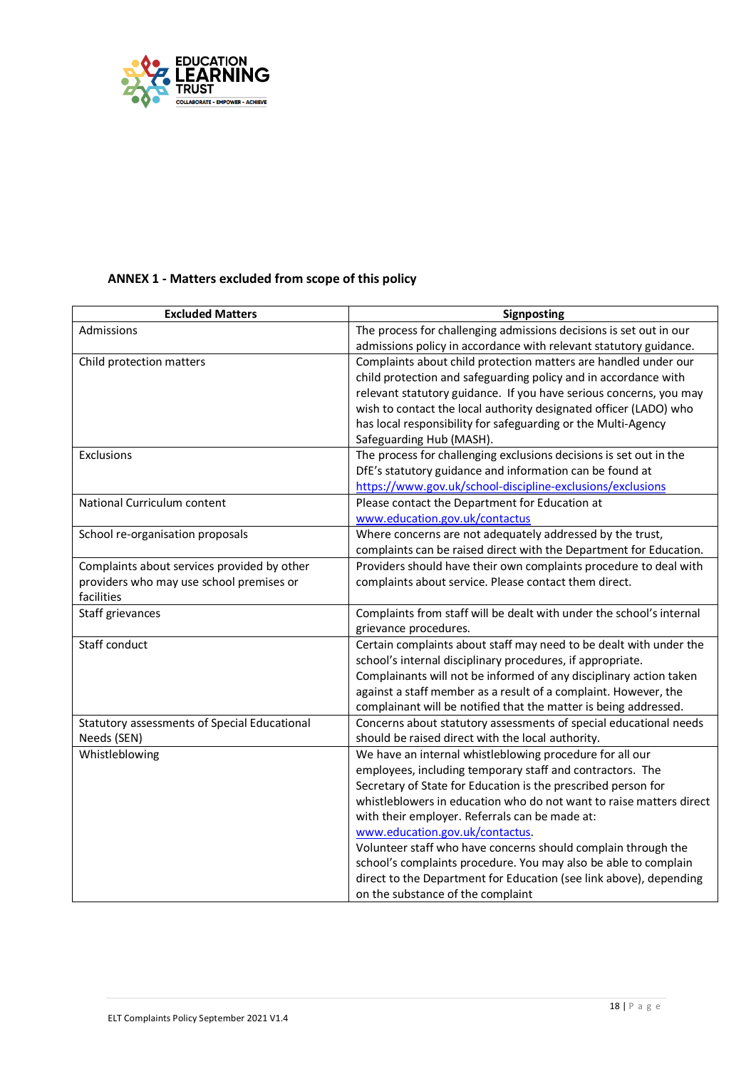## ANNEX 1 - Matters excluded from scope of this policy

| Excluded Matters | Signposting |
|---|---|
| Admissions | The process for challenging admissions decisions is set out in our admissions policy in accordance with relevant statutory guidance. |
| Child protection matters | Complaints about child protection matters are handled under our child protection and safeguarding policy and in accordance with relevant statutory guidance. If you have serious concerns, you may wish to contact the local authority designated officer (LADO) who has local responsibility for safeguarding or the Multi-Agency Safeguarding Hub (MASH). |
| Exclusions | The process for challenging exclusions decisions is set out in the DfE's statutory guidance and information can be found at https://www.gov.uk/school-discipline-exclusions/exclusions |
| National Curriculum content | Please contact the Department for Education at www.education.gov.uk/contactus |
| School re-organisation proposals | Where concerns are not adequately addressed by the trust, complaints can be raised direct with the Department for Education. |
| Complaints about services provided by other providers who may use school premises or facilities | Providers should have their own complaints procedure to deal with complaints about service. Please contact them direct. |
| Staff grievances | Complaints from staff will be dealt with under the school's internal grievance procedures. |
| Staff conduct | Certain complaints about staff may need to be dealt with under the school's internal disciplinary procedures, if appropriate. Complainants will not be informed of any disciplinary action taken against a staff member as a result of a complaint. However, the complainant will be notified that the matter is being addressed. |
| Statutory assessments of Special Educational Needs (SEN) | Concerns about statutory assessments of special educational needs should be raised direct with the local authority. |
| Whistleblowing | We have an internal whistleblowing procedure for all our employees, including temporary staff and contractors. The Secretary of State for Education is the prescribed person for whistleblowers in education who do not want to raise matters direct with their employer. Referrals can be made at: www.education.gov.uk/contactus. Volunteer staff who have concerns should complain through the school's complaints procedure. You may also be able to complain direct to the Department for Education (see link above), depending on the substance of the complaint |